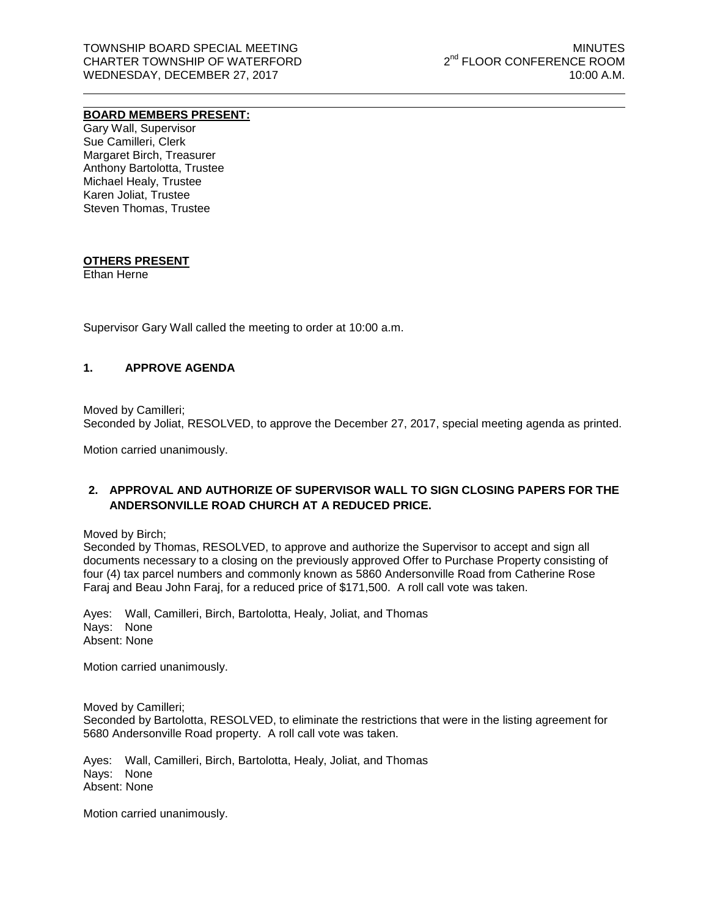TOWNSHIP BOARD SPECIAL MEETING
CHARTER TOWNSHIP OF WATERFORD
WEDNESDAY, DECEMBER 27, 2017

MINUTES
2nd FLOOR CONFERENCE ROOM
10:00 A.M.

---

**BOARD MEMBERS PRESENT:**

Gary Wall, Supervisor
Sue Camilleri, Clerk
Margaret Birch, Treasurer
Anthony Bartolotta, Trustee
Michael Healy, Trustee
Karen Joliat, Trustee
Steven Thomas, Trustee

**OTHERS PRESENT**

Ethan Herne

Supervisor Gary Wall called the meeting to order at 10:00 a.m.

## 1. APPROVE AGENDA

Moved by Camilleri;
Seconded by Joliat, RESOLVED, to approve the December 27, 2017, special meeting agenda as printed.

Motion carried unanimously.

## 2. APPROVAL AND AUTHORIZE OF SUPERVISOR WALL TO SIGN CLOSING PAPERS FOR THE ANDERSONVILLE ROAD CHURCH AT A REDUCED PRICE.

Moved by Birch;
Seconded by Thomas, RESOLVED, to approve and authorize the Supervisor to accept and sign all documents necessary to a closing on the previously approved Offer to Purchase Property consisting of four (4) tax parcel numbers and commonly known as 5860 Andersonville Road from Catherine Rose Faraj and Beau John Faraj, for a reduced price of $171,500. A roll call vote was taken.

Ayes: Wall, Camilleri, Birch, Bartolotta, Healy, Joliat, and Thomas
Nays: None
Absent: None

Motion carried unanimously.

Moved by Camilleri;
Seconded by Bartolotta, RESOLVED, to eliminate the restrictions that were in the listing agreement for 5680 Andersonville Road property. A roll call vote was taken.

Ayes: Wall, Camilleri, Birch, Bartolotta, Healy, Joliat, and Thomas
Nays: None
Absent: None

Motion carried unanimously.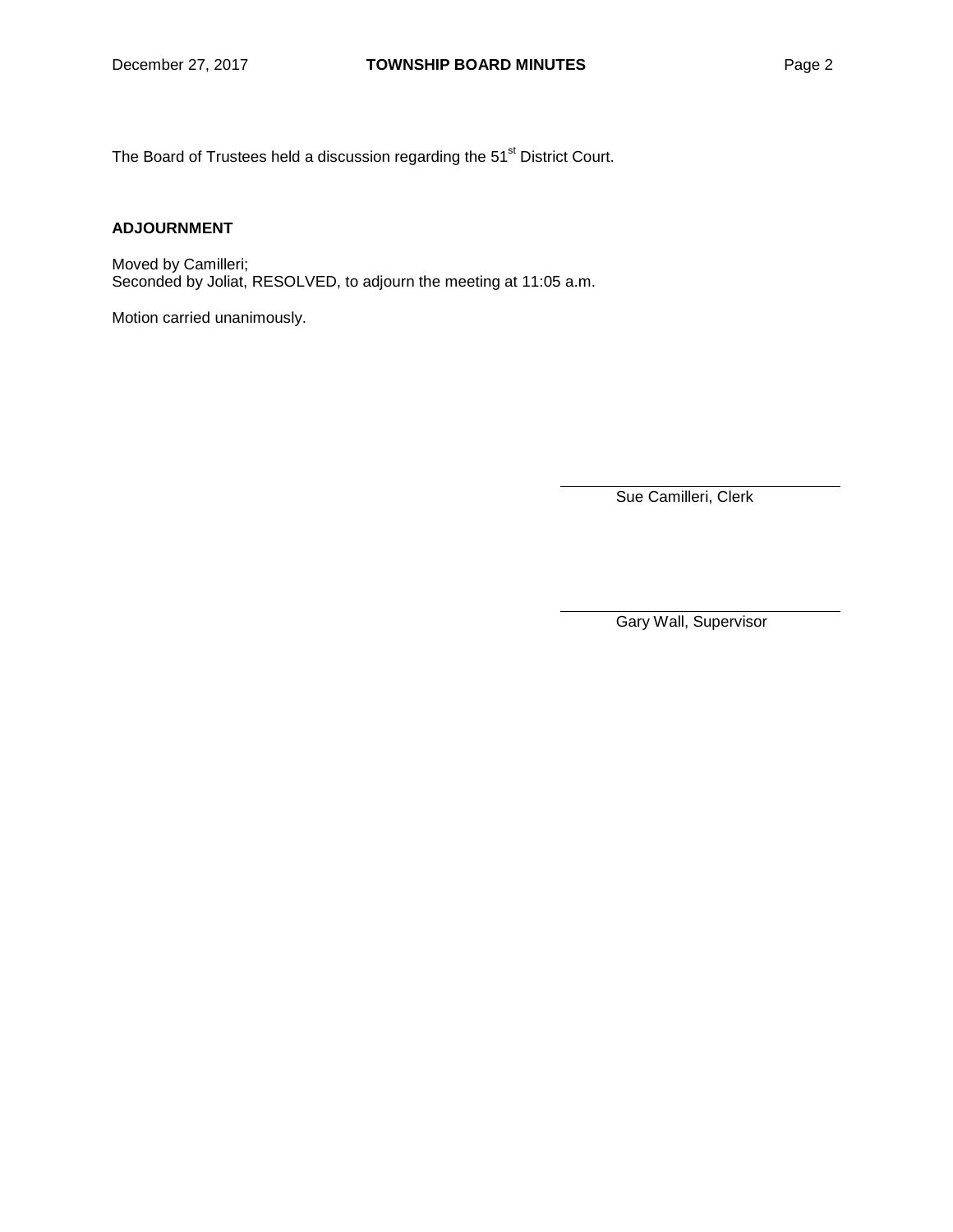The Board of Trustees held a discussion regarding the 51st District Court.

**ADJOURNMENT**

Moved by Camilleri;
Seconded by Joliat, RESOLVED, to adjourn the meeting at 11:05 a.m.

Motion carried unanimously.

\_\_\_\_\_\_\_\_\_\_\_\_\_\_\_\_\_\_\_\_\_\_\_\_\_\_\_\_\_\_
Sue Camilleri, Clerk

\_\_\_\_\_\_\_\_\_\_\_\_\_\_\_\_\_\_\_\_\_\_\_\_\_\_\_\_\_\_
Gary Wall, Supervisor